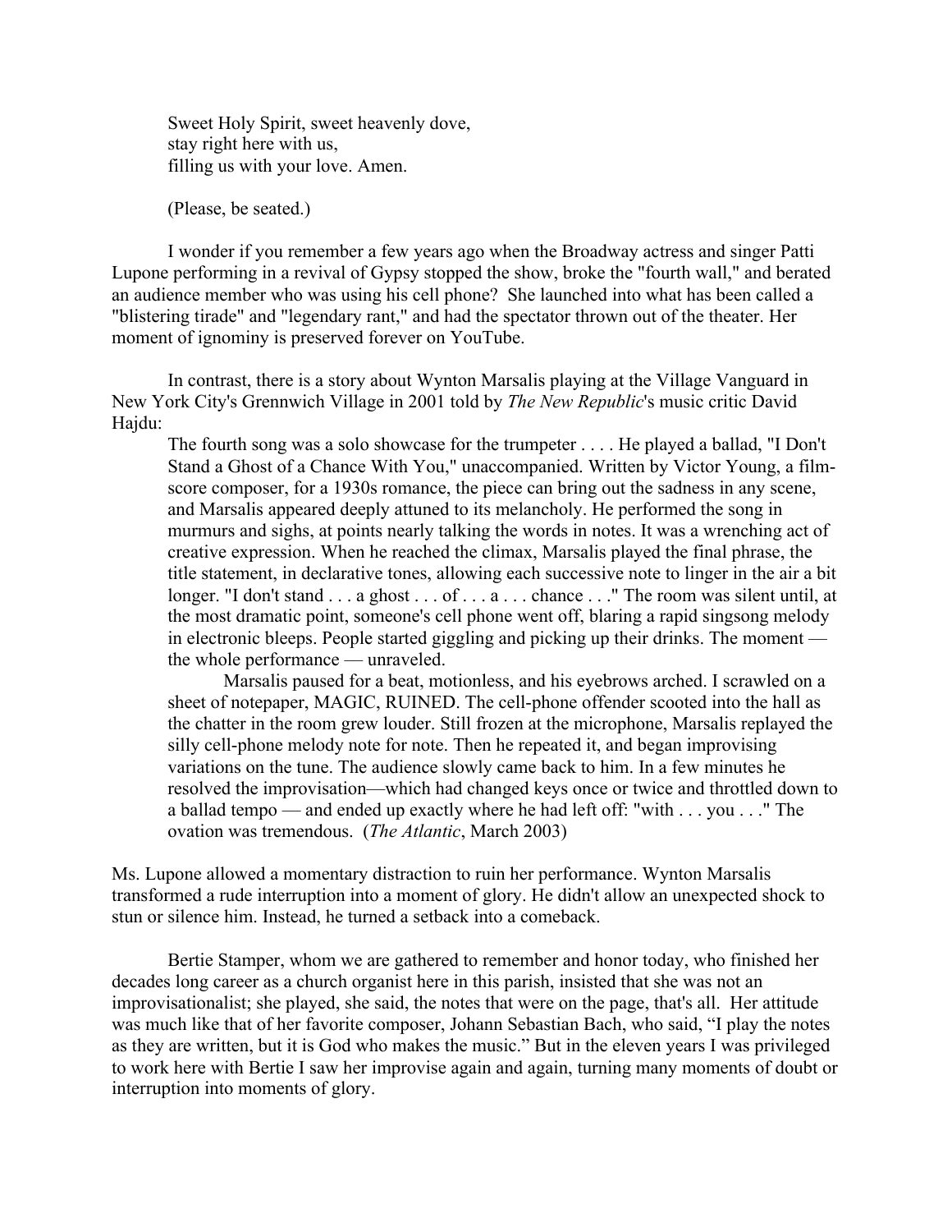Sweet Holy Spirit, sweet heavenly dove,  
stay right here with us,  
filling us with your love. Amen.

(Please, be seated.)

I wonder if you remember a few years ago when the Broadway actress and singer Patti Lupone performing in a revival of Gypsy stopped the show, broke the "fourth wall," and berated an audience member who was using his cell phone? She launched into what has been called a "blistering tirade" and "legendary rant," and had the spectator thrown out of the theater. Her moment of ignominy is preserved forever on YouTube.

In contrast, there is a story about Wynton Marsalis playing at the Village Vanguard in New York City's Grennwich Village in 2001 told by *The New Republic*'s music critic David Hajdu:

> The fourth song was a solo showcase for the trumpeter . . . . He played a ballad, "I Don't Stand a Ghost of a Chance With You," unaccompanied. Written by Victor Young, a film-score composer, for a 1930s romance, the piece can bring out the sadness in any scene, and Marsalis appeared deeply attuned to its melancholy. He performed the song in murmurs and sighs, at points nearly talking the words in notes. It was a wrenching act of creative expression. When he reached the climax, Marsalis played the final phrase, the title statement, in declarative tones, allowing each successive note to linger in the air a bit longer. "I don't stand . . . a ghost . . . of . . . a . . . chance . . ." The room was silent until, at the most dramatic point, someone's cell phone went off, blaring a rapid singsong melody in electronic bleeps. People started giggling and picking up their drinks. The moment — the whole performance — unraveled.
>
> Marsalis paused for a beat, motionless, and his eyebrows arched. I scrawled on a sheet of notepaper, MAGIC, RUINED. The cell-phone offender scooted into the hall as the chatter in the room grew louder. Still frozen at the microphone, Marsalis replayed the silly cell-phone melody note for note. Then he repeated it, and began improvising variations on the tune. The audience slowly came back to him. In a few minutes he resolved the improvisation—which had changed keys once or twice and throttled down to a ballad tempo — and ended up exactly where he had left off: "with . . . you . . ." The ovation was tremendous. (*The Atlantic*, March 2003)

Ms. Lupone allowed a momentary distraction to ruin her performance. Wynton Marsalis transformed a rude interruption into a moment of glory. He didn't allow an unexpected shock to stun or silence him. Instead, he turned a setback into a comeback.

Bertie Stamper, whom we are gathered to remember and honor today, who finished her decades long career as a church organist here in this parish, insisted that she was not an improvisationalist; she played, she said, the notes that were on the page, that's all. Her attitude was much like that of her favorite composer, Johann Sebastian Bach, who said, "I play the notes as they are written, but it is God who makes the music." But in the eleven years I was privileged to work here with Bertie I saw her improvise again and again, turning many moments of doubt or interruption into moments of glory.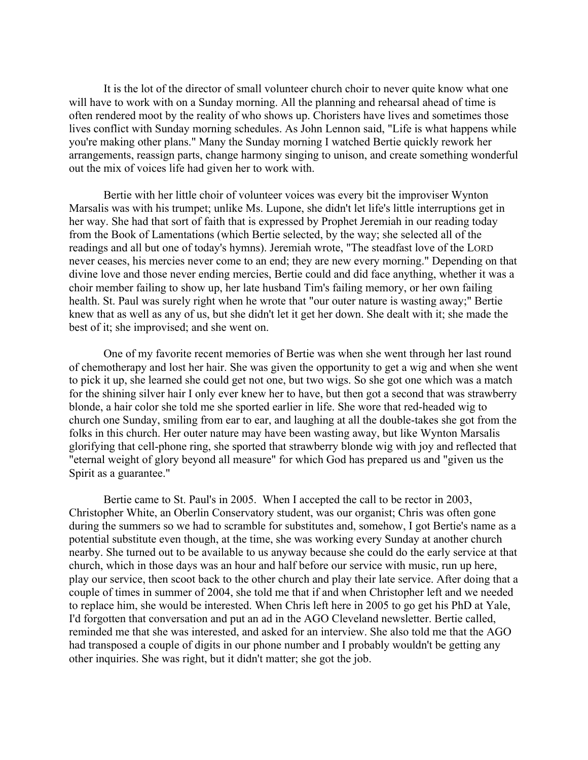It is the lot of the director of small volunteer church choir to never quite know what one will have to work with on a Sunday morning. All the planning and rehearsal ahead of time is often rendered moot by the reality of who shows up. Choristers have lives and sometimes those lives conflict with Sunday morning schedules. As John Lennon said, "Life is what happens while you're making other plans." Many the Sunday morning I watched Bertie quickly rework her arrangements, reassign parts, change harmony singing to unison, and create something wonderful out the mix of voices life had given her to work with.

Bertie with her little choir of volunteer voices was every bit the improviser Wynton Marsalis was with his trumpet; unlike Ms. Lupone, she didn't let life's little interruptions get in her way. She had that sort of faith that is expressed by Prophet Jeremiah in our reading today from the Book of Lamentations (which Bertie selected, by the way; she selected all of the readings and all but one of today's hymns). Jeremiah wrote, "The steadfast love of the LORD never ceases, his mercies never come to an end; they are new every morning." Depending on that divine love and those never ending mercies, Bertie could and did face anything, whether it was a choir member failing to show up, her late husband Tim's failing memory, or her own failing health. St. Paul was surely right when he wrote that "our outer nature is wasting away;" Bertie knew that as well as any of us, but she didn't let it get her down. She dealt with it; she made the best of it; she improvised; and she went on.

One of my favorite recent memories of Bertie was when she went through her last round of chemotherapy and lost her hair. She was given the opportunity to get a wig and when she went to pick it up, she learned she could get not one, but two wigs. So she got one which was a match for the shining silver hair I only ever knew her to have, but then got a second that was strawberry blonde, a hair color she told me she sported earlier in life. She wore that red-headed wig to church one Sunday, smiling from ear to ear, and laughing at all the double-takes she got from the folks in this church. Her outer nature may have been wasting away, but like Wynton Marsalis glorifying that cell-phone ring, she sported that strawberry blonde wig with joy and reflected that "eternal weight of glory beyond all measure" for which God has prepared us and "given us the Spirit as a guarantee."

Bertie came to St. Paul's in 2005. When I accepted the call to be rector in 2003, Christopher White, an Oberlin Conservatory student, was our organist; Chris was often gone during the summers so we had to scramble for substitutes and, somehow, I got Bertie's name as a potential substitute even though, at the time, she was working every Sunday at another church nearby. She turned out to be available to us anyway because she could do the early service at that church, which in those days was an hour and half before our service with music, run up here, play our service, then scoot back to the other church and play their late service. After doing that a couple of times in summer of 2004, she told me that if and when Christopher left and we needed to replace him, she would be interested. When Chris left here in 2005 to go get his PhD at Yale, I'd forgotten that conversation and put an ad in the AGO Cleveland newsletter. Bertie called, reminded me that she was interested, and asked for an interview. She also told me that the AGO had transposed a couple of digits in our phone number and I probably wouldn't be getting any other inquiries. She was right, but it didn't matter; she got the job.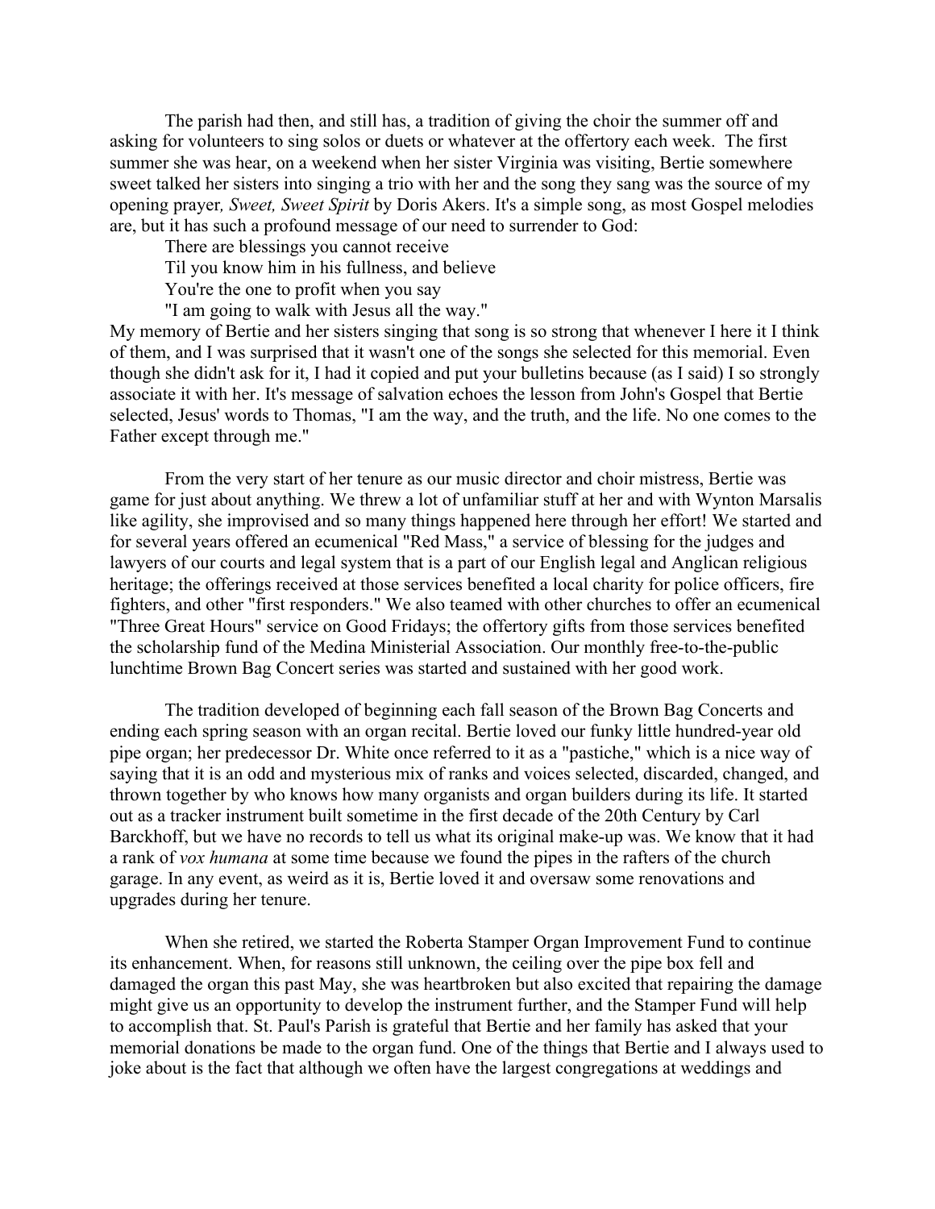The parish had then, and still has, a tradition of giving the choir the summer off and asking for volunteers to sing solos or duets or whatever at the offertory each week. The first summer she was hear, on a weekend when her sister Virginia was visiting, Bertie somewhere sweet talked her sisters into singing a trio with her and the song they sang was the source of my opening prayer, *Sweet, Sweet Spirit* by Doris Akers. It's a simple song, as most Gospel melodies are, but it has such a profound message of our need to surrender to God:

> There are blessings you cannot receive
> Til you know him in his fullness, and believe
> You're the one to profit when you say
> "I am going to walk with Jesus all the way."

My memory of Bertie and her sisters singing that song is so strong that whenever I here it I think of them, and I was surprised that it wasn't one of the songs she selected for this memorial. Even though she didn't ask for it, I had it copied and put your bulletins because (as I said) I so strongly associate it with her. It's message of salvation echoes the lesson from John's Gospel that Bertie selected, Jesus' words to Thomas, "I am the way, and the truth, and the life. No one comes to the Father except through me."

From the very start of her tenure as our music director and choir mistress, Bertie was game for just about anything. We threw a lot of unfamiliar stuff at her and with Wynton Marsalis like agility, she improvised and so many things happened here through her effort! We started and for several years offered an ecumenical "Red Mass," a service of blessing for the judges and lawyers of our courts and legal system that is a part of our English legal and Anglican religious heritage; the offerings received at those services benefited a local charity for police officers, fire fighters, and other "first responders." We also teamed with other churches to offer an ecumenical "Three Great Hours" service on Good Fridays; the offertory gifts from those services benefited the scholarship fund of the Medina Ministerial Association. Our monthly free-to-the-public lunchtime Brown Bag Concert series was started and sustained with her good work.

The tradition developed of beginning each fall season of the Brown Bag Concerts and ending each spring season with an organ recital. Bertie loved our funky little hundred-year old pipe organ; her predecessor Dr. White once referred to it as a "pastiche," which is a nice way of saying that it is an odd and mysterious mix of ranks and voices selected, discarded, changed, and thrown together by who knows how many organists and organ builders during its life. It started out as a tracker instrument built sometime in the first decade of the 20th Century by Carl Barckhoff, but we have no records to tell us what its original make-up was. We know that it had a rank of *vox humana* at some time because we found the pipes in the rafters of the church garage. In any event, as weird as it is, Bertie loved it and oversaw some renovations and upgrades during her tenure.

When she retired, we started the Roberta Stamper Organ Improvement Fund to continue its enhancement. When, for reasons still unknown, the ceiling over the pipe box fell and damaged the organ this past May, she was heartbroken but also excited that repairing the damage might give us an opportunity to develop the instrument further, and the Stamper Fund will help to accomplish that. St. Paul's Parish is grateful that Bertie and her family has asked that your memorial donations be made to the organ fund. One of the things that Bertie and I always used to joke about is the fact that although we often have the largest congregations at weddings and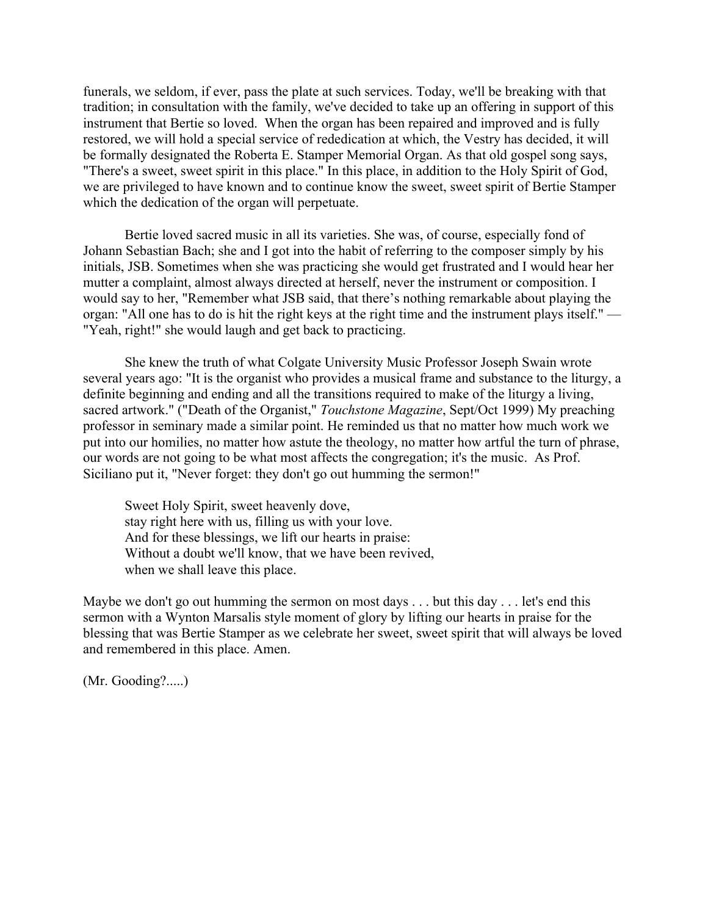funerals, we seldom, if ever, pass the plate at such services. Today, we'll be breaking with that tradition; in consultation with the family, we've decided to take up an offering in support of this instrument that Bertie so loved. When the organ has been repaired and improved and is fully restored, we will hold a special service of rededication at which, the Vestry has decided, it will be formally designated the Roberta E. Stamper Memorial Organ. As that old gospel song says, "There's a sweet, sweet spirit in this place." In this place, in addition to the Holy Spirit of God, we are privileged to have known and to continue know the sweet, sweet spirit of Bertie Stamper which the dedication of the organ will perpetuate.

Bertie loved sacred music in all its varieties. She was, of course, especially fond of Johann Sebastian Bach; she and I got into the habit of referring to the composer simply by his initials, JSB. Sometimes when she was practicing she would get frustrated and I would hear her mutter a complaint, almost always directed at herself, never the instrument or composition. I would say to her, "Remember what JSB said, that there's nothing remarkable about playing the organ: "All one has to do is hit the right keys at the right time and the instrument plays itself." — "Yeah, right!" she would laugh and get back to practicing.

She knew the truth of what Colgate University Music Professor Joseph Swain wrote several years ago: "It is the organist who provides a musical frame and substance to the liturgy, a definite beginning and ending and all the transitions required to make of the liturgy a living, sacred artwork." ("Death of the Organist," *Touchstone Magazine*, Sept/Oct 1999) My preaching professor in seminary made a similar point. He reminded us that no matter how much work we put into our homilies, no matter how astute the theology, no matter how artful the turn of phrase, our words are not going to be what most affects the congregation; it's the music. As Prof. Siciliano put it, "Never forget: they don't go out humming the sermon!"

> Sweet Holy Spirit, sweet heavenly dove,
> stay right here with us, filling us with your love.
> And for these blessings, we lift our hearts in praise:
> Without a doubt we'll know, that we have been revived,
> when we shall leave this place.

Maybe we don't go out humming the sermon on most days . . . but this day . . . let's end this sermon with a Wynton Marsalis style moment of glory by lifting our hearts in praise for the blessing that was Bertie Stamper as we celebrate her sweet, sweet spirit that will always be loved and remembered in this place. Amen.

(Mr. Gooding?.....)